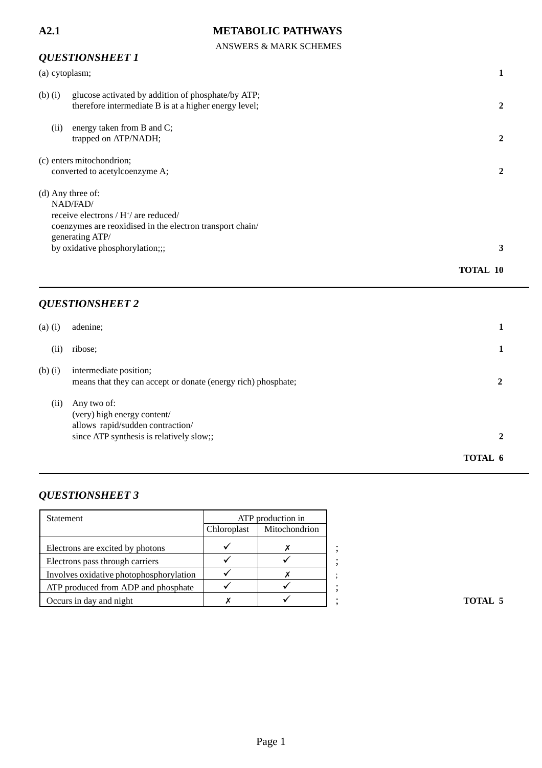**A2.1** **METABOLIC PATHWAYS**

ANSWERS & MARK SCHEMES

### *QUESTIONSHEET 1*

(a) cytoplasm; **1**

(b) (i) glucose activated by addition of phosphate/by ATP;
therefore intermediate B is at a higher energy level; **2**

(ii) energy taken from B and C;
trapped on ATP/NADH; **2**

(c) enters mitochondrion;
converted to acetylcoenzyme A; **2**

(d) Any three of:
NAD/FAD/
receive electrons / $H^+$/ are reduced/
coenzymes are reoxidised in the electron transport chain/
generating ATP/
by oxidative phosphorylation;;; **3**

**TOTAL 10**

---

### *QUESTIONSHEET 2*

(a) (i) adenine; **1**

(ii) ribose; **1**

(b) (i) intermediate position;
means that they can accept or donate (energy rich) phosphate; **2**

(ii) Any two of:
(very) high energy content/
allows rapid/sudden contraction/
since ATP synthesis is relatively slow;; **2**

**TOTAL 6**

---

### *QUESTIONSHEET 3*

| Statement | ATP production in | | |
|---|---|---|---|
| | Chloroplast | Mitochondrion | |
| Electrons are excited by photons | ✓ | ✗ | ; |
| Electrons pass through carriers | ✓ | ✓ | ; |
| Involves oxidative photophosphorylation | ✓ | ✗ | ; |
| ATP produced from ADP and phosphate | ✓ | ✓ | ; |
| Occurs in day and night | ✗ | ✓ | ; |

**TOTAL 5**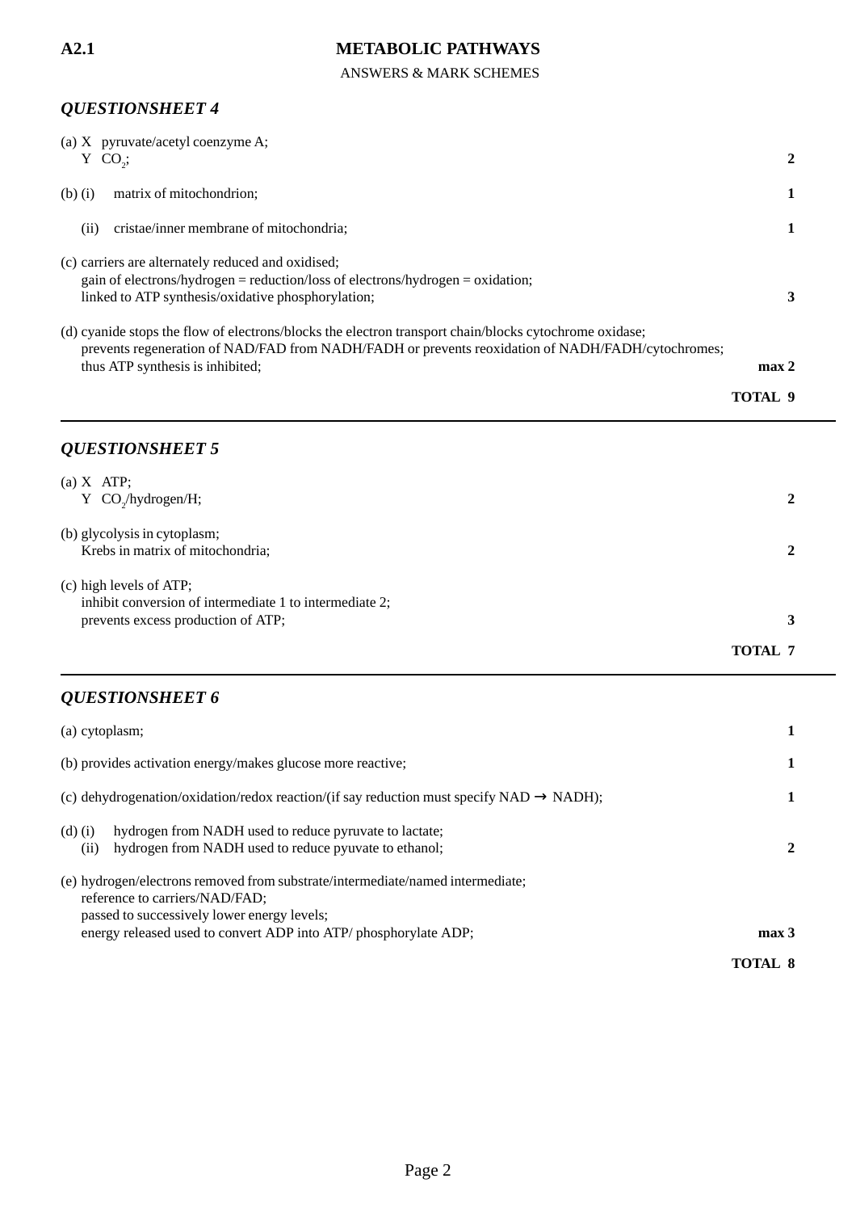**A2.1** **METABOLIC PATHWAYS**

ANSWERS & MARK SCHEMES

## *QUESTIONSHEET 4*

(a) X pyruvate/acetyl coenzyme A;
Y $CO_2$; **2**

(b) (i) matrix of mitochondrion; **1**

(ii) cristae/inner membrane of mitochondria; **1**

(c) carriers are alternately reduced and oxidised;
gain of electrons/hydrogen = reduction/loss of electrons/hydrogen = oxidation;
linked to ATP synthesis/oxidative phosphorylation; **3**

(d) cyanide stops the flow of electrons/blocks the electron transport chain/blocks cytochrome oxidase;
prevents regeneration of NAD/FAD from NADH/FADH or prevents reoxidation of NADH/FADH/cytochromes;
thus ATP synthesis is inhibited; **max 2**

**TOTAL 9**

---

## *QUESTIONSHEET 5*

(a) X ATP;
Y $CO_2$/hydrogen/H; **2**

(b) glycolysis in cytoplasm;
Krebs in matrix of mitochondria; **2**

(c) high levels of ATP;
inhibit conversion of intermediate 1 to intermediate 2;
prevents excess production of ATP; **3**

**TOTAL 7**

---

## *QUESTIONSHEET 6*

(a) cytoplasm; **1**

(b) provides activation energy/makes glucose more reactive; **1**

(c) dehydrogenation/oxidation/redox reaction/(if say reduction must specify NAD $\rightarrow$ NADH); **1**

(d) (i) hydrogen from NADH used to reduce pyruvate to lactate;
(ii) hydrogen from NADH used to reduce pyuvate to ethanol; **2**

(e) hydrogen/electrons removed from substrate/intermediate/named intermediate;
reference to carriers/NAD/FAD;
passed to successively lower energy levels;
energy released used to convert ADP into ATP/ phosphorylate ADP; **max 3**

**TOTAL 8**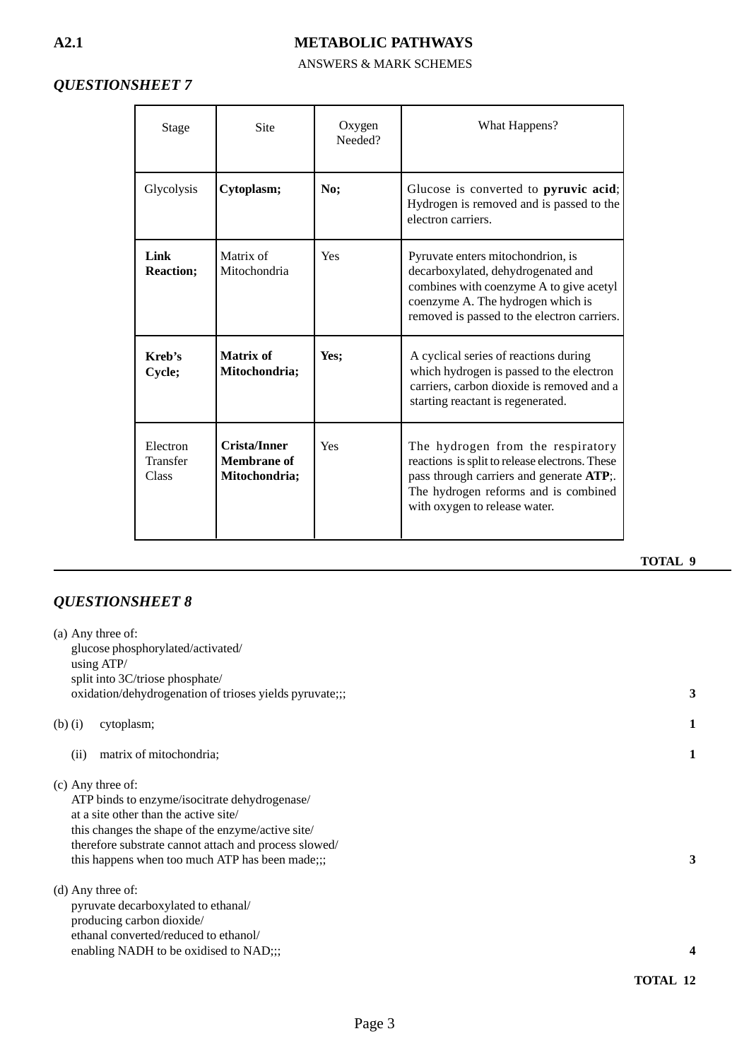**A2.1** **METABOLIC PATHWAYS**

ANSWERS & MARK SCHEMES

### *QUESTIONSHEET 7*

| Stage | Site | Oxygen Needed? | What Happens? |
|---|---|---|---|
| Glycolysis | **Cytoplasm;** | **No;** | Glucose is converted to **pyruvic acid**; Hydrogen is removed and is passed to the electron carriers. |
| **Link Reaction;** | Matrix of Mitochondria | Yes | Pyruvate enters mitochondrion, is decarboxylated, dehydrogenated and combines with coenzyme A to give acetyl coenzyme A. The hydrogen which is removed is passed to the electron carriers. |
| **Kreb's Cycle;** | **Matrix of Mitochondria;** | **Yes;** | A cyclical series of reactions during which hydrogen is passed to the electron carriers, carbon dioxide is removed and a starting reactant is regenerated. |
| Electron Transfer Class | **Crista/Inner Membrane of Mitochondria;** | Yes | The hydrogen from the respiratory reactions is split to release electrons. These pass through carriers and generate **ATP**;. The hydrogen reforms and is combined with oxygen to release water. |

**TOTAL 9**

---

### *QUESTIONSHEET 8*

(a) Any three of:
glucose phosphorylated/activated/
using ATP/
split into 3C/triose phosphate/
oxidation/dehydrogenation of trioses yields pyruvate;;; **3**

(b) (i) cytoplasm; **1**

(ii) matrix of mitochondria; **1**

(c) Any three of:
ATP binds to enzyme/isocitrate dehydrogenase/
at a site other than the active site/
this changes the shape of the enzyme/active site/
therefore substrate cannot attach and process slowed/
this happens when too much ATP has been made;;; **3**

(d) Any three of:
pyruvate decarboxylated to ethanal/
producing carbon dioxide/
ethanal converted/reduced to ethanol/
enabling NADH to be oxidised to NAD;;; **4**

**TOTAL 12**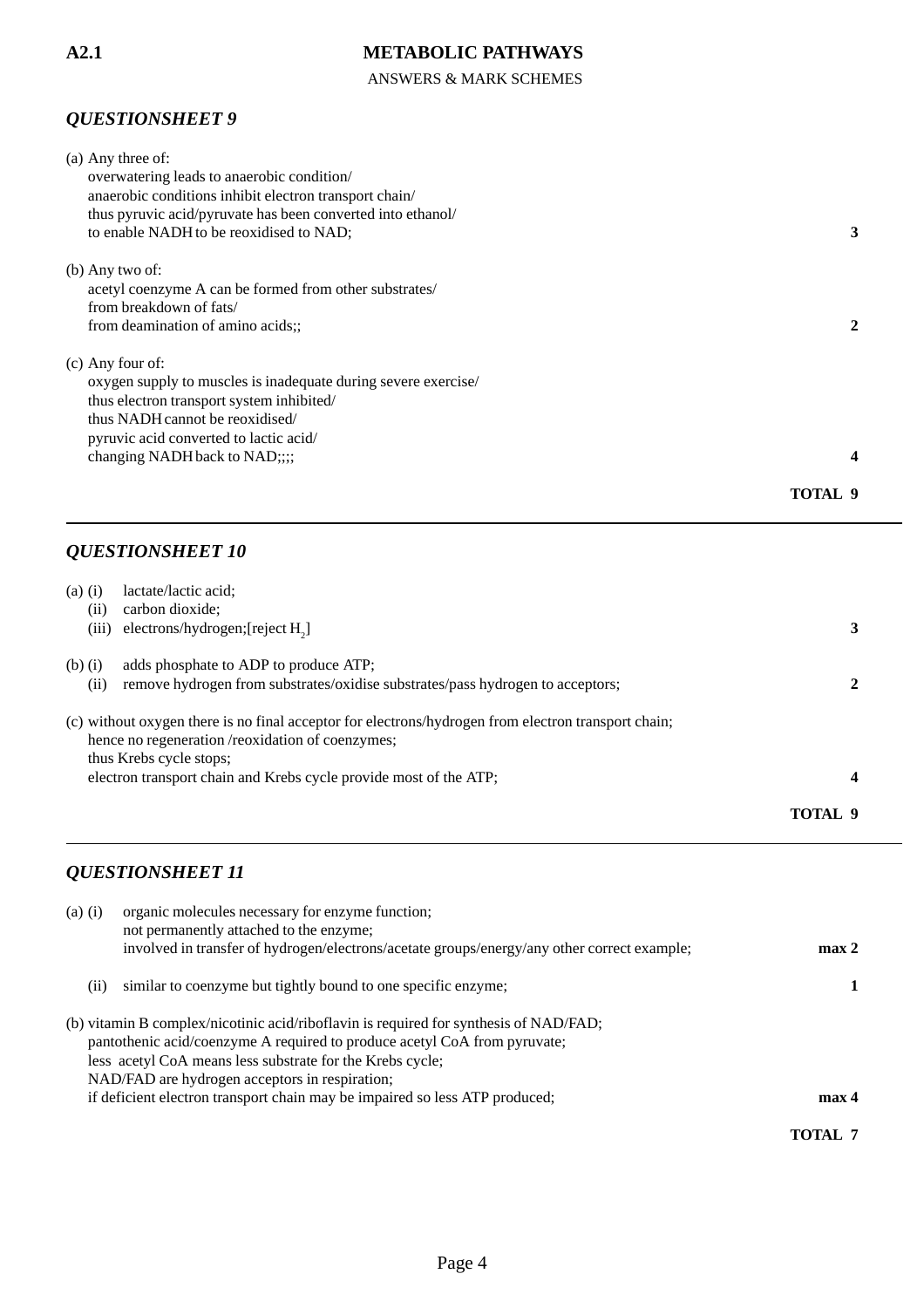**A2.1** **METABOLIC PATHWAYS**

ANSWERS & MARK SCHEMES

### *QUESTIONSHEET 9*

(a) Any three of:
overwatering leads to anaerobic condition/
anaerobic conditions inhibit electron transport chain/
thus pyruvic acid/pyruvate has been converted into ethanol/
to enable NADH to be reoxidised to NAD; **3**

(b) Any two of:
acetyl coenzyme A can be formed from other substrates/
from breakdown of fats/
from deamination of amino acids;; **2**

(c) Any four of:
oxygen supply to muscles is inadequate during severe exercise/
thus electron transport system inhibited/
thus NADH cannot be reoxidised/
pyruvic acid converted to lactic acid/
changing NADH back to NAD;;;; **4**

**TOTAL 9**

---

### *QUESTIONSHEET 10*

(a) (i) lactate/lactic acid;
(ii) carbon dioxide;
(iii) electrons/hydrogen;[reject $H_2$] **3**

(b) (i) adds phosphate to ADP to produce ATP;
(ii) remove hydrogen from substrates/oxidise substrates/pass hydrogen to acceptors; **2**

(c) without oxygen there is no final acceptor for electrons/hydrogen from electron transport chain;
hence no regeneration /reoxidation of coenzymes;
thus Krebs cycle stops;
electron transport chain and Krebs cycle provide most of the ATP; **4**

**TOTAL 9**

---

### *QUESTIONSHEET 11*

(a) (i) organic molecules necessary for enzyme function;
not permanently attached to the enzyme;
involved in transfer of hydrogen/electrons/acetate groups/energy/any other correct example; **max 2**

(ii) similar to coenzyme but tightly bound to one specific enzyme; **1**

(b) vitamin B complex/nicotinic acid/riboflavin is required for synthesis of NAD/FAD;
pantothenic acid/coenzyme A required to produce acetyl CoA from pyruvate;
less acetyl CoA means less substrate for the Krebs cycle;
NAD/FAD are hydrogen acceptors in respiration;
if deficient electron transport chain may be impaired so less ATP produced; **max 4**

**TOTAL 7**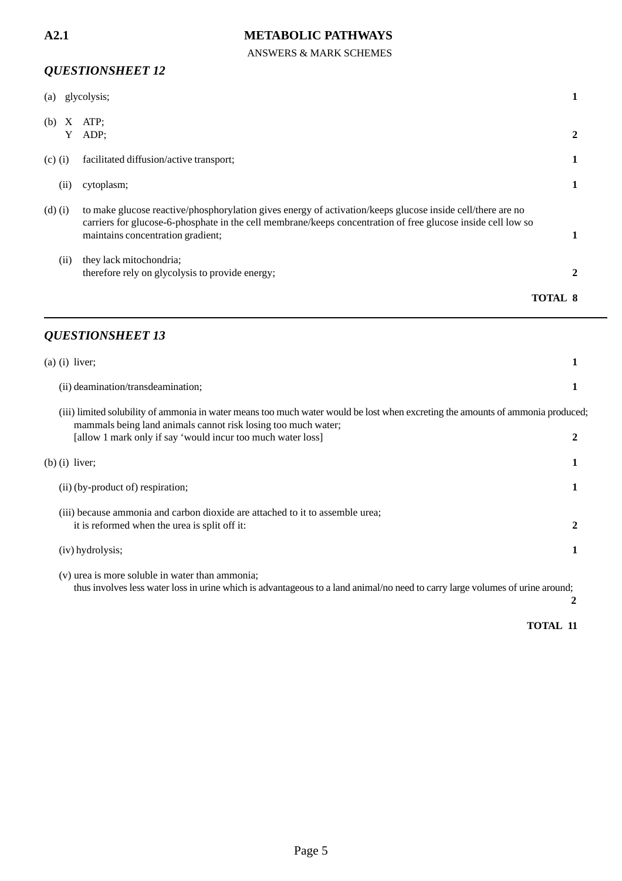**A2.1** **METABOLIC PATHWAYS**

ANSWERS & MARK SCHEMES

## *QUESTIONSHEET 12*

(a) glycolysis; **1**

(b) X ATP;
Y ADP; **2**

(c) (i) facilitated diffusion/active transport; **1**

(ii) cytoplasm; **1**

(d) (i) to make glucose reactive/phosphorylation gives energy of activation/keeps glucose inside cell/there are no carriers for glucose-6-phosphate in the cell membrane/keeps concentration of free glucose inside cell low so maintains concentration gradient; **1**

(ii) they lack mitochondria;
therefore rely on glycolysis to provide energy; **2**

**TOTAL 8**

---

## *QUESTIONSHEET 13*

(a) (i) liver; **1**

(ii) deamination/transdeamination; **1**

(iii) limited solubility of ammonia in water means too much water would be lost when excreting the amounts of ammonia produced;
mammals being land animals cannot risk losing too much water;
[allow 1 mark only if say 'would incur too much water loss] **2**

(b) (i) liver; **1**

(ii) (by-product of) respiration; **1**

(iii) because ammonia and carbon dioxide are attached to it to assemble urea;
it is reformed when the urea is split off it: **2**

(iv) hydrolysis; **1**

(v) urea is more soluble in water than ammonia;
thus involves less water loss in urine which is advantageous to a land animal/no need to carry large volumes of urine around; **2**

**TOTAL 11**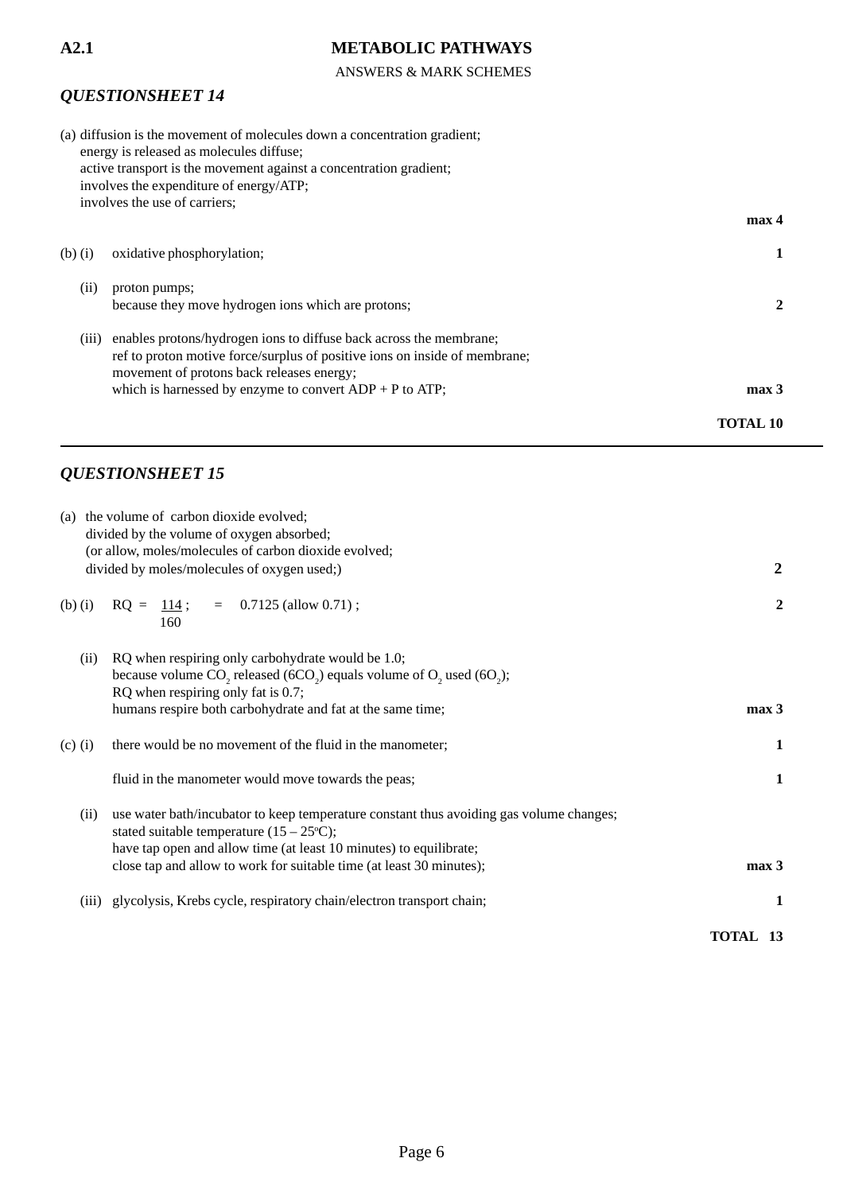**A2.1** **METABOLIC PATHWAYS**

ANSWERS & MARK SCHEMES

## *QUESTIONSHEET 14*

(a) diffusion is the movement of molecules down a concentration gradient;
energy is released as molecules diffuse;
active transport is the movement against a concentration gradient;
involves the expenditure of energy/ATP;
involves the use of carriers;

**max 4**

(b) (i) oxidative phosphorylation; **1**

(ii) proton pumps;
because they move hydrogen ions which are protons; **2**

(iii) enables protons/hydrogen ions to diffuse back across the membrane;
ref to proton motive force/surplus of positive ions on inside of membrane;
movement of protons back releases energy;
which is harnessed by enzyme to convert ADP + P to ATP; **max 3**

**TOTAL 10**

---

## *QUESTIONSHEET 15*

(a) the volume of carbon dioxide evolved;
divided by the volume of oxygen absorbed;
(or allow, moles/molecules of carbon dioxide evolved;
divided by moles/molecules of oxygen used;) **2**

(b) (i) $RQ = \frac{114}{160}$ ; $= 0.7125$ (allow 0.71) ; **2**

(ii) RQ when respiring only carbohydrate would be 1.0;
because volume $CO_2$ released ($6CO_2$) equals volume of $O_2$ used ($6O_2$);
RQ when respiring only fat is 0.7;
humans respire both carbohydrate and fat at the same time; **max 3**

(c) (i) there would be no movement of the fluid in the manometer; **1**

fluid in the manometer would move towards the peas; **1**

(ii) use water bath/incubator to keep temperature constant thus avoiding gas volume changes;
stated suitable temperature (15 – 25°C);
have tap open and allow time (at least 10 minutes) to equilibrate;
close tap and allow to work for suitable time (at least 30 minutes); **max 3**

(iii) glycolysis, Krebs cycle, respiratory chain/electron transport chain; **1**

**TOTAL 13**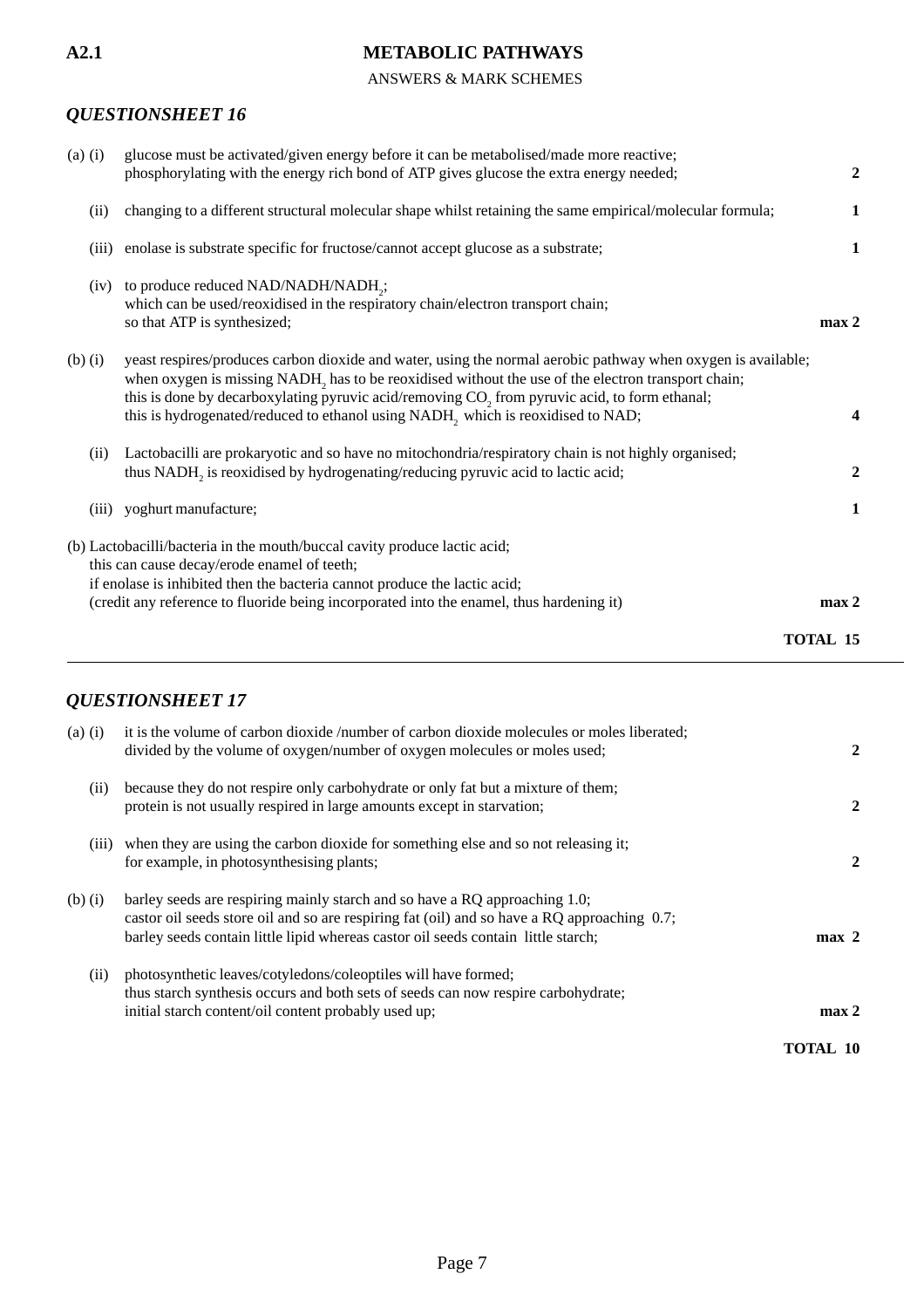**A2.1** **METABOLIC PATHWAYS**

ANSWERS & MARK SCHEMES

### *QUESTIONSHEET 16*

(a) (i) glucose must be activated/given energy before it can be metabolised/made more reactive;
phosphorylating with the energy rich bond of ATP gives glucose the extra energy needed; **2**

(ii) changing to a different structural molecular shape whilst retaining the same empirical/molecular formula; **1**

(iii) enolase is substrate specific for fructose/cannot accept glucose as a substrate; **1**

(iv) to produce reduced NAD/NADH/$NADH_2$;
which can be used/reoxidised in the respiratory chain/electron transport chain;
so that ATP is synthesized; **max 2**

(b) (i) yeast respires/produces carbon dioxide and water, using the normal aerobic pathway when oxygen is available;
when oxygen is missing $NADH_2$ has to be reoxidised without the use of the electron transport chain;
this is done by decarboxylating pyruvic acid/removing $CO_2$ from pyruvic acid, to form ethanal;
this is hydrogenated/reduced to ethanol using $NADH_2$ which is reoxidised to NAD; **4**

(ii) Lactobacilli are prokaryotic and so have no mitochondria/respiratory chain is not highly organised;
thus $NADH_2$ is reoxidised by hydrogenating/reducing pyruvic acid to lactic acid; **2**

(iii) yoghurt manufacture; **1**

(b) Lactobacilli/bacteria in the mouth/buccal cavity produce lactic acid;
this can cause decay/erode enamel of teeth;
if enolase is inhibited then the bacteria cannot produce the lactic acid;
(credit any reference to fluoride being incorporated into the enamel, thus hardening it) **max 2**

**TOTAL 15**

---

### *QUESTIONSHEET 17*

(a) (i) it is the volume of carbon dioxide /number of carbon dioxide molecules or moles liberated;
divided by the volume of oxygen/number of oxygen molecules or moles used; **2**

(ii) because they do not respire only carbohydrate or only fat but a mixture of them;
protein is not usually respired in large amounts except in starvation; **2**

(iii) when they are using the carbon dioxide for something else and so not releasing it;
for example, in photosynthesising plants; **2**

(b) (i) barley seeds are respiring mainly starch and so have a RQ approaching 1.0;
castor oil seeds store oil and so are respiring fat (oil) and so have a RQ approaching 0.7;
barley seeds contain little lipid whereas castor oil seeds contain little starch; **max 2**

(ii) photosynthetic leaves/cotyledons/coleoptiles will have formed;
thus starch synthesis occurs and both sets of seeds can now respire carbohydrate;
initial starch content/oil content probably used up; **max 2**

**TOTAL 10**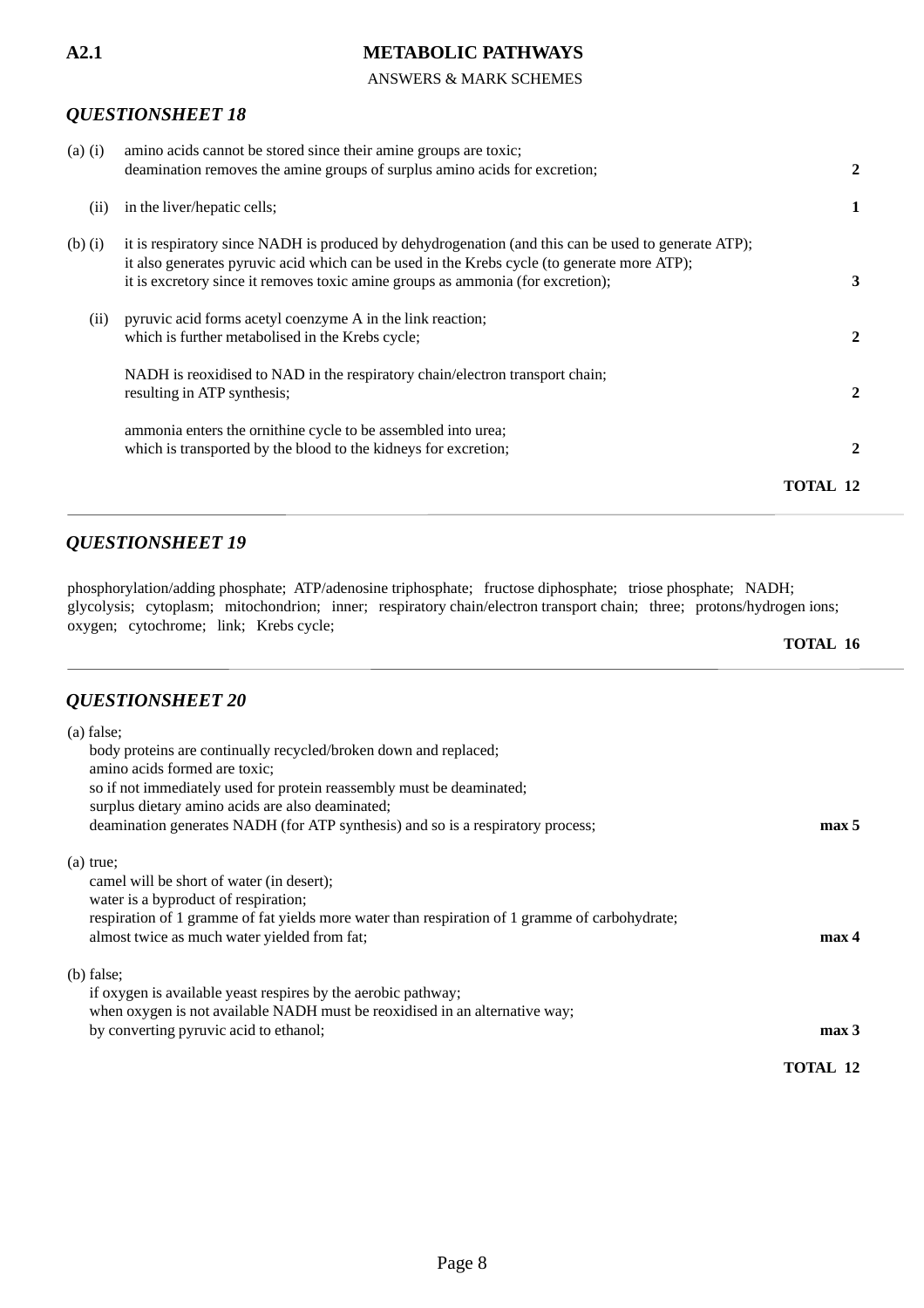**A2.1** **METABOLIC PATHWAYS**

ANSWERS & MARK SCHEMES

## *QUESTIONSHEET 18*

(a) (i) amino acids cannot be stored since their amine groups are toxic;
deamination removes the amine groups of surplus amino acids for excretion; **2**

(ii) in the liver/hepatic cells; **1**

(b) (i) it is respiratory since NADH is produced by dehydrogenation (and this can be used to generate ATP);
it also generates pyruvic acid which can be used in the Krebs cycle (to generate more ATP);
it is excretory since it removes toxic amine groups as ammonia (for excretion); **3**

(ii) pyruvic acid forms acetyl coenzyme A in the link reaction;
which is further metabolised in the Krebs cycle; **2**

NADH is reoxidised to NAD in the respiratory chain/electron transport chain;
resulting in ATP synthesis; **2**

ammonia enters the ornithine cycle to be assembled into urea;
which is transported by the blood to the kidneys for excretion; **2**

**TOTAL 12**

## *QUESTIONSHEET 19*

phosphorylation/adding phosphate; ATP/adenosine triphosphate; fructose diphosphate; triose phosphate; NADH; glycolysis; cytoplasm; mitochondrion; inner; respiratory chain/electron transport chain; three; protons/hydrogen ions; oxygen; cytochrome; link; Krebs cycle;

**TOTAL 16**

## *QUESTIONSHEET 20*

(a) false;
body proteins are continually recycled/broken down and replaced;
amino acids formed are toxic;
so if not immediately used for protein reassembly must be deaminated;
surplus dietary amino acids are also deaminated;
deamination generates NADH (for ATP synthesis) and so is a respiratory process; **max 5**

(a) true;
camel will be short of water (in desert);
water is a byproduct of respiration;
respiration of 1 gramme of fat yields more water than respiration of 1 gramme of carbohydrate;
almost twice as much water yielded from fat; **max 4**

(b) false;
if oxygen is available yeast respires by the aerobic pathway;
when oxygen is not available NADH must be reoxidised in an alternative way;
by converting pyruvic acid to ethanol; **max 3**

**TOTAL 12**